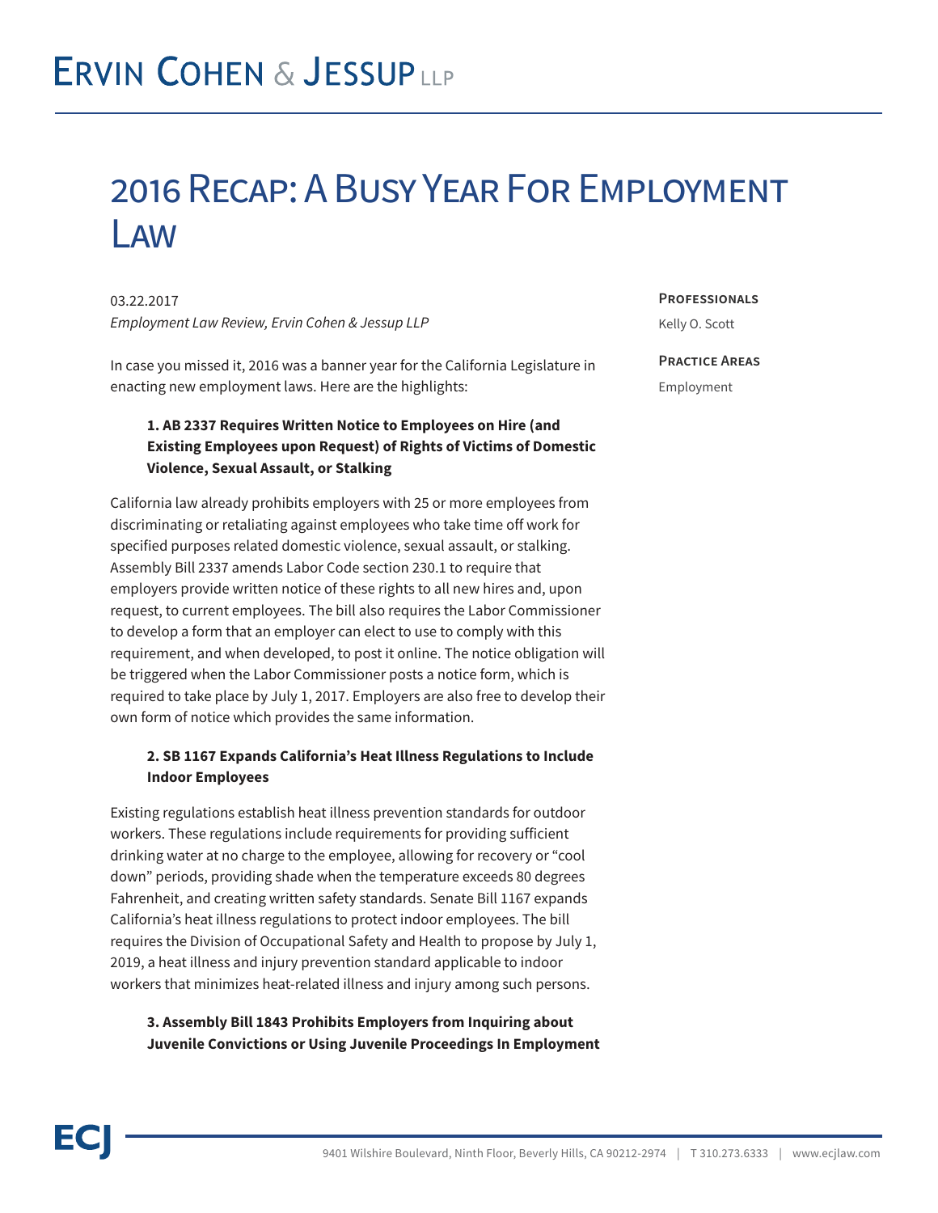# Ervin Cohen & Jessup LLP

## 2016 Recap: A Busy Year For Employment Law

03.22.2017

*Employment Law Review, Ervin Cohen & Jessup LLP*

**Professionals**

Kelly O. Scott

**Practice Areas**

Employment

In case you missed it, 2016 was a banner year for the California Legislature in enacting new employment laws. Here are the highlights:

**1. AB 2337 Requires Written Notice to Employees on Hire (and Existing Employees upon Request) of Rights of Victims of Domestic Violence, Sexual Assault, or Stalking**

California law already prohibits employers with 25 or more employees from discriminating or retaliating against employees who take time off work for specified purposes related domestic violence, sexual assault, or stalking. Assembly Bill 2337 amends Labor Code section 230.1 to require that employers provide written notice of these rights to all new hires and, upon request, to current employees. The bill also requires the Labor Commissioner to develop a form that an employer can elect to use to comply with this requirement, and when developed, to post it online. The notice obligation will be triggered when the Labor Commissioner posts a notice form, which is required to take place by July 1, 2017. Employers are also free to develop their own form of notice which provides the same information.

**2. SB 1167 Expands California's Heat Illness Regulations to Include Indoor Employees**

Existing regulations establish heat illness prevention standards for outdoor workers. These regulations include requirements for providing sufficient drinking water at no charge to the employee, allowing for recovery or "cool down" periods, providing shade when the temperature exceeds 80 degrees Fahrenheit, and creating written safety standards. Senate Bill 1167 expands California's heat illness regulations to protect indoor employees. The bill requires the Division of Occupational Safety and Health to propose by July 1, 2019, a heat illness and injury prevention standard applicable to indoor workers that minimizes heat-related illness and injury among such persons.

**3. Assembly Bill 1843 Prohibits Employers from Inquiring about Juvenile Convictions or Using Juvenile Proceedings In Employment**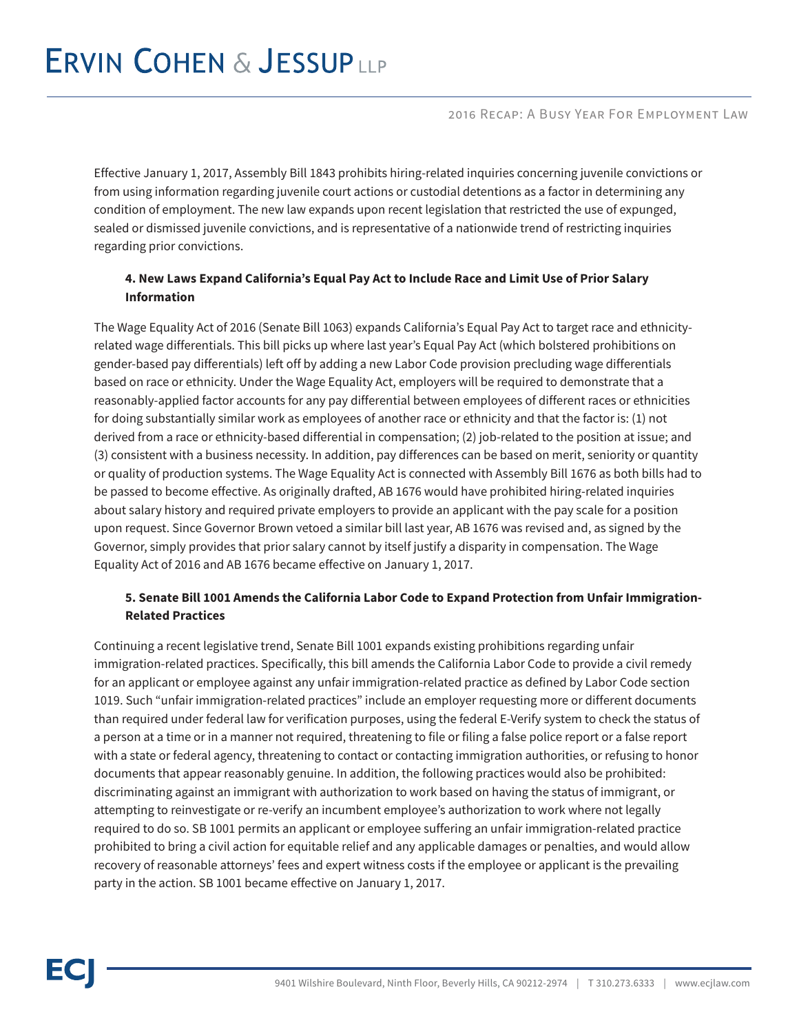Effective January 1, 2017, Assembly Bill 1843 prohibits hiring-related inquiries concerning juvenile convictions or from using information regarding juvenile court actions or custodial detentions as a factor in determining any condition of employment. The new law expands upon recent legislation that restricted the use of expunged, sealed or dismissed juvenile convictions, and is representative of a nationwide trend of restricting inquiries regarding prior convictions.

**4. New Laws Expand California's Equal Pay Act to Include Race and Limit Use of Prior Salary Information**

The Wage Equality Act of 2016 (Senate Bill 1063) expands California's Equal Pay Act to target race and ethnicity-related wage differentials. This bill picks up where last year's Equal Pay Act (which bolstered prohibitions on gender-based pay differentials) left off by adding a new Labor Code provision precluding wage differentials based on race or ethnicity. Under the Wage Equality Act, employers will be required to demonstrate that a reasonably-applied factor accounts for any pay differential between employees of different races or ethnicities for doing substantially similar work as employees of another race or ethnicity and that the factor is: (1) not derived from a race or ethnicity-based differential in compensation; (2) job-related to the position at issue; and (3) consistent with a business necessity. In addition, pay differences can be based on merit, seniority or quantity or quality of production systems. The Wage Equality Act is connected with Assembly Bill 1676 as both bills had to be passed to become effective. As originally drafted, AB 1676 would have prohibited hiring-related inquiries about salary history and required private employers to provide an applicant with the pay scale for a position upon request. Since Governor Brown vetoed a similar bill last year, AB 1676 was revised and, as signed by the Governor, simply provides that prior salary cannot by itself justify a disparity in compensation. The Wage Equality Act of 2016 and AB 1676 became effective on January 1, 2017.

**5. Senate Bill 1001 Amends the California Labor Code to Expand Protection from Unfair Immigration-Related Practices**

Continuing a recent legislative trend, Senate Bill 1001 expands existing prohibitions regarding unfair immigration-related practices. Specifically, this bill amends the California Labor Code to provide a civil remedy for an applicant or employee against any unfair immigration-related practice as defined by Labor Code section 1019. Such "unfair immigration-related practices" include an employer requesting more or different documents than required under federal law for verification purposes, using the federal E-Verify system to check the status of a person at a time or in a manner not required, threatening to file or filing a false police report or a false report with a state or federal agency, threatening to contact or contacting immigration authorities, or refusing to honor documents that appear reasonably genuine. In addition, the following practices would also be prohibited: discriminating against an immigrant with authorization to work based on having the status of immigrant, or attempting to reinvestigate or re-verify an incumbent employee's authorization to work where not legally required to do so. SB 1001 permits an applicant or employee suffering an unfair immigration-related practice prohibited to bring a civil action for equitable relief and any applicable damages or penalties, and would allow recovery of reasonable attorneys' fees and expert witness costs if the employee or applicant is the prevailing party in the action. SB 1001 became effective on January 1, 2017.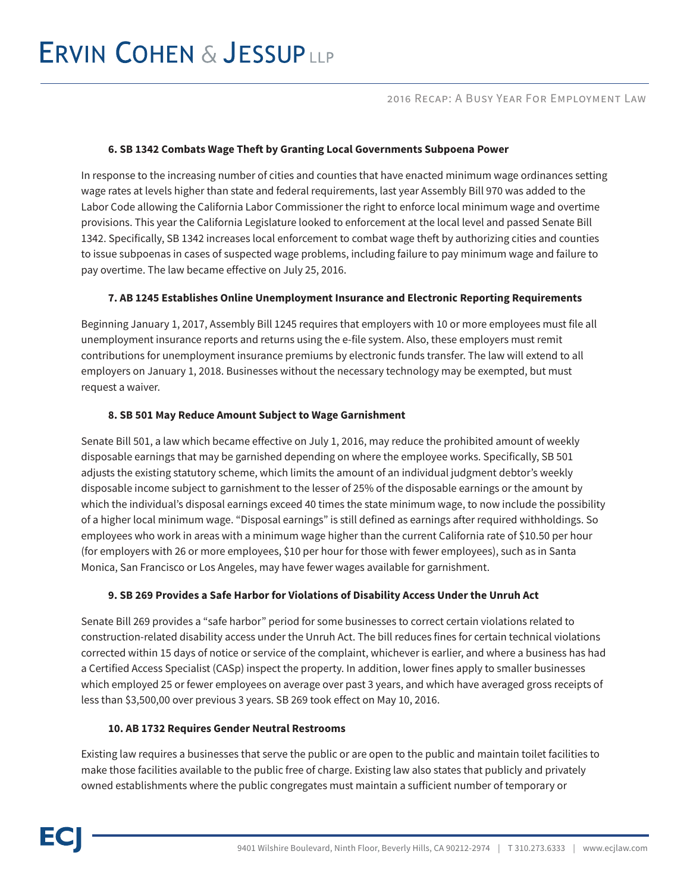### 6. SB 1342 Combats Wage Theft by Granting Local Governments Subpoena Power

In response to the increasing number of cities and counties that have enacted minimum wage ordinances setting wage rates at levels higher than state and federal requirements, last year Assembly Bill 970 was added to the Labor Code allowing the California Labor Commissioner the right to enforce local minimum wage and overtime provisions. This year the California Legislature looked to enforcement at the local level and passed Senate Bill 1342. Specifically, SB 1342 increases local enforcement to combat wage theft by authorizing cities and counties to issue subpoenas in cases of suspected wage problems, including failure to pay minimum wage and failure to pay overtime. The law became effective on July 25, 2016.

### 7. AB 1245 Establishes Online Unemployment Insurance and Electronic Reporting Requirements

Beginning January 1, 2017, Assembly Bill 1245 requires that employers with 10 or more employees must file all unemployment insurance reports and returns using the e-file system. Also, these employers must remit contributions for unemployment insurance premiums by electronic funds transfer. The law will extend to all employers on January 1, 2018. Businesses without the necessary technology may be exempted, but must request a waiver.

### 8. SB 501 May Reduce Amount Subject to Wage Garnishment

Senate Bill 501, a law which became effective on July 1, 2016, may reduce the prohibited amount of weekly disposable earnings that may be garnished depending on where the employee works. Specifically, SB 501 adjusts the existing statutory scheme, which limits the amount of an individual judgment debtor's weekly disposable income subject to garnishment to the lesser of 25% of the disposable earnings or the amount by which the individual's disposal earnings exceed 40 times the state minimum wage, to now include the possibility of a higher local minimum wage. "Disposal earnings" is still defined as earnings after required withholdings. So employees who work in areas with a minimum wage higher than the current California rate of $10.50 per hour (for employers with 26 or more employees, $10 per hour for those with fewer employees), such as in Santa Monica, San Francisco or Los Angeles, may have fewer wages available for garnishment.

### 9. SB 269 Provides a Safe Harbor for Violations of Disability Access Under the Unruh Act

Senate Bill 269 provides a "safe harbor" period for some businesses to correct certain violations related to construction-related disability access under the Unruh Act. The bill reduces fines for certain technical violations corrected within 15 days of notice or service of the complaint, whichever is earlier, and where a business has had a Certified Access Specialist (CASp) inspect the property. In addition, lower fines apply to smaller businesses which employed 25 or fewer employees on average over past 3 years, and which have averaged gross receipts of less than $3,500,00 over previous 3 years. SB 269 took effect on May 10, 2016.

### 10. AB 1732 Requires Gender Neutral Restrooms

Existing law requires a businesses that serve the public or are open to the public and maintain toilet facilities to make those facilities available to the public free of charge. Existing law also states that publicly and privately owned establishments where the public congregates must maintain a sufficient number of temporary or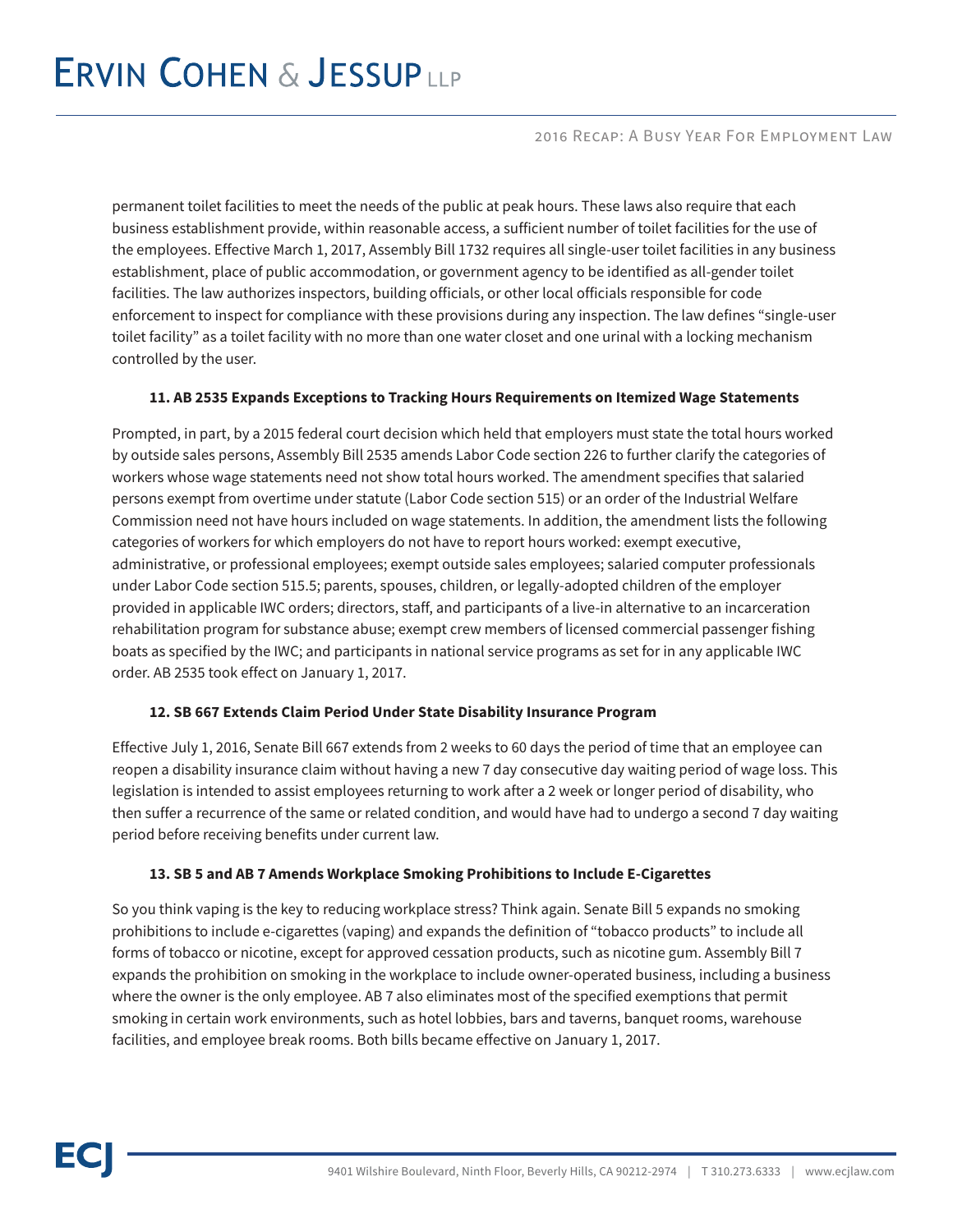permanent toilet facilities to meet the needs of the public at peak hours. These laws also require that each business establishment provide, within reasonable access, a sufficient number of toilet facilities for the use of the employees. Effective March 1, 2017, Assembly Bill 1732 requires all single-user toilet facilities in any business establishment, place of public accommodation, or government agency to be identified as all-gender toilet facilities. The law authorizes inspectors, building officials, or other local officials responsible for code enforcement to inspect for compliance with these provisions during any inspection. The law defines "single-user toilet facility" as a toilet facility with no more than one water closet and one urinal with a locking mechanism controlled by the user.

### 11. AB 2535 Expands Exceptions to Tracking Hours Requirements on Itemized Wage Statements

Prompted, in part, by a 2015 federal court decision which held that employers must state the total hours worked by outside sales persons, Assembly Bill 2535 amends Labor Code section 226 to further clarify the categories of workers whose wage statements need not show total hours worked. The amendment specifies that salaried persons exempt from overtime under statute (Labor Code section 515) or an order of the Industrial Welfare Commission need not have hours included on wage statements. In addition, the amendment lists the following categories of workers for which employers do not have to report hours worked: exempt executive, administrative, or professional employees; exempt outside sales employees; salaried computer professionals under Labor Code section 515.5; parents, spouses, children, or legally-adopted children of the employer provided in applicable IWC orders; directors, staff, and participants of a live-in alternative to an incarceration rehabilitation program for substance abuse; exempt crew members of licensed commercial passenger fishing boats as specified by the IWC; and participants in national service programs as set for in any applicable IWC order. AB 2535 took effect on January 1, 2017.

### 12. SB 667 Extends Claim Period Under State Disability Insurance Program

Effective July 1, 2016, Senate Bill 667 extends from 2 weeks to 60 days the period of time that an employee can reopen a disability insurance claim without having a new 7 day consecutive day waiting period of wage loss. This legislation is intended to assist employees returning to work after a 2 week or longer period of disability, who then suffer a recurrence of the same or related condition, and would have had to undergo a second 7 day waiting period before receiving benefits under current law.

### 13. SB 5 and AB 7 Amends Workplace Smoking Prohibitions to Include E-Cigarettes

So you think vaping is the key to reducing workplace stress? Think again. Senate Bill 5 expands no smoking prohibitions to include e-cigarettes (vaping) and expands the definition of "tobacco products" to include all forms of tobacco or nicotine, except for approved cessation products, such as nicotine gum. Assembly Bill 7 expands the prohibition on smoking in the workplace to include owner-operated business, including a business where the owner is the only employee. AB 7 also eliminates most of the specified exemptions that permit smoking in certain work environments, such as hotel lobbies, bars and taverns, banquet rooms, warehouse facilities, and employee break rooms. Both bills became effective on January 1, 2017.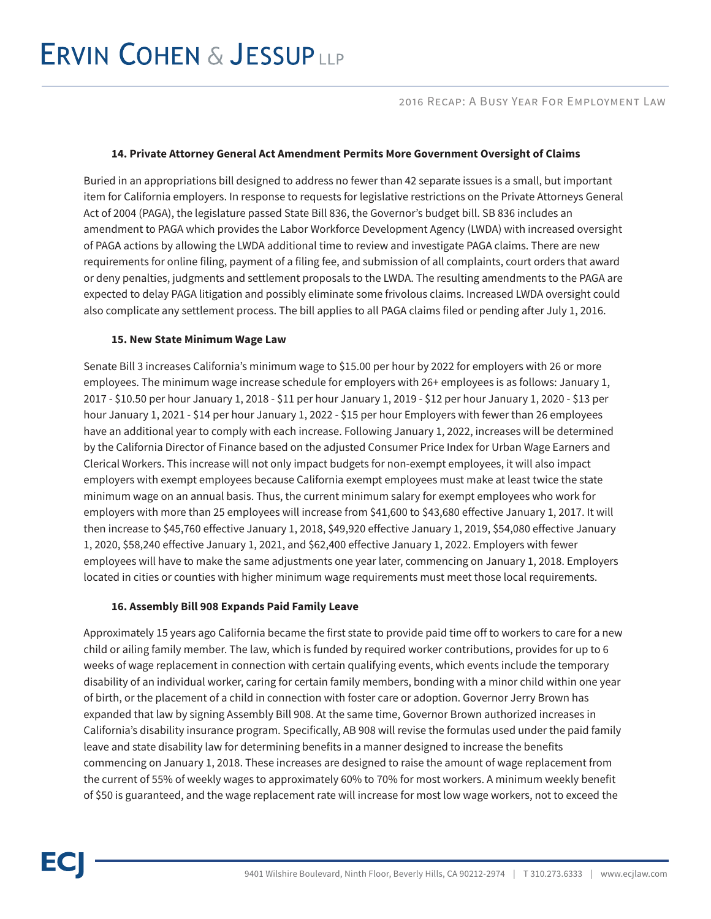### 14. Private Attorney General Act Amendment Permits More Government Oversight of Claims

Buried in an appropriations bill designed to address no fewer than 42 separate issues is a small, but important item for California employers. In response to requests for legislative restrictions on the Private Attorneys General Act of 2004 (PAGA), the legislature passed State Bill 836, the Governor's budget bill. SB 836 includes an amendment to PAGA which provides the Labor Workforce Development Agency (LWDA) with increased oversight of PAGA actions by allowing the LWDA additional time to review and investigate PAGA claims. There are new requirements for online filing, payment of a filing fee, and submission of all complaints, court orders that award or deny penalties, judgments and settlement proposals to the LWDA. The resulting amendments to the PAGA are expected to delay PAGA litigation and possibly eliminate some frivolous claims. Increased LWDA oversight could also complicate any settlement process. The bill applies to all PAGA claims filed or pending after July 1, 2016.

### 15. New State Minimum Wage Law

Senate Bill 3 increases California's minimum wage to $15.00 per hour by 2022 for employers with 26 or more employees. The minimum wage increase schedule for employers with 26+ employees is as follows: January 1, 2017 - $10.50 per hour January 1, 2018 - $11 per hour January 1, 2019 - $12 per hour January 1, 2020 - $13 per hour January 1, 2021 - $14 per hour January 1, 2022 - $15 per hour Employers with fewer than 26 employees have an additional year to comply with each increase. Following January 1, 2022, increases will be determined by the California Director of Finance based on the adjusted Consumer Price Index for Urban Wage Earners and Clerical Workers. This increase will not only impact budgets for non-exempt employees, it will also impact employers with exempt employees because California exempt employees must make at least twice the state minimum wage on an annual basis. Thus, the current minimum salary for exempt employees who work for employers with more than 25 employees will increase from $41,600 to $43,680 effective January 1, 2017. It will then increase to $45,760 effective January 1, 2018, $49,920 effective January 1, 2019, $54,080 effective January 1, 2020, $58,240 effective January 1, 2021, and $62,400 effective January 1, 2022. Employers with fewer employees will have to make the same adjustments one year later, commencing on January 1, 2018. Employers located in cities or counties with higher minimum wage requirements must meet those local requirements.

### 16. Assembly Bill 908 Expands Paid Family Leave

Approximately 15 years ago California became the first state to provide paid time off to workers to care for a new child or ailing family member. The law, which is funded by required worker contributions, provides for up to 6 weeks of wage replacement in connection with certain qualifying events, which events include the temporary disability of an individual worker, caring for certain family members, bonding with a minor child within one year of birth, or the placement of a child in connection with foster care or adoption. Governor Jerry Brown has expanded that law by signing Assembly Bill 908. At the same time, Governor Brown authorized increases in California's disability insurance program. Specifically, AB 908 will revise the formulas used under the paid family leave and state disability law for determining benefits in a manner designed to increase the benefits commencing on January 1, 2018. These increases are designed to raise the amount of wage replacement from the current of 55% of weekly wages to approximately 60% to 70% for most workers. A minimum weekly benefit of $50 is guaranteed, and the wage replacement rate will increase for most low wage workers, not to exceed the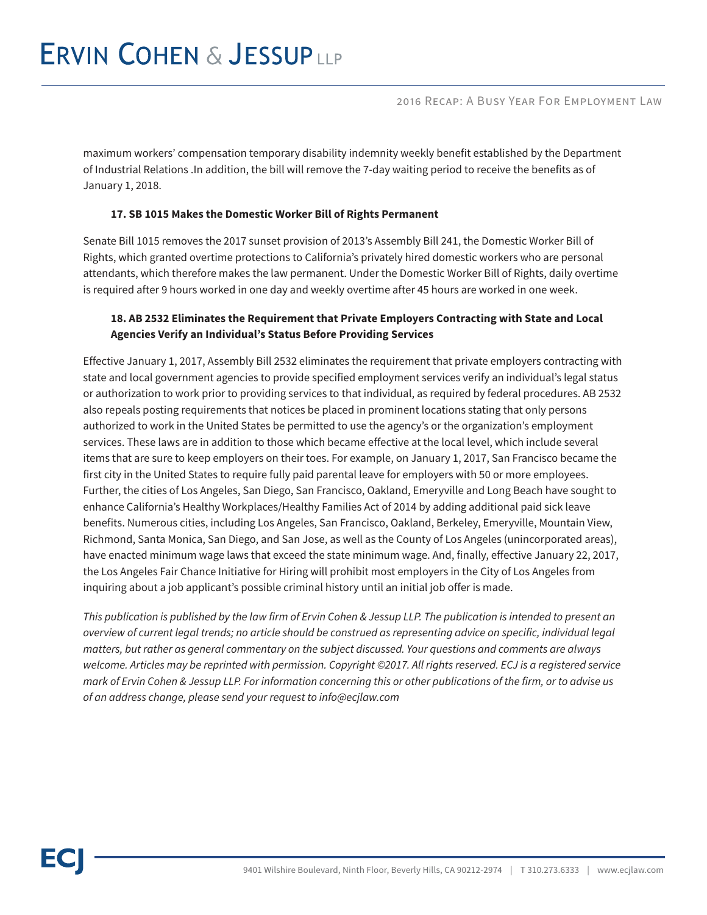maximum workers' compensation temporary disability indemnity weekly benefit established by the Department of Industrial Relations .In addition, the bill will remove the 7-day waiting period to receive the benefits as of January 1, 2018.

**17. SB 1015 Makes the Domestic Worker Bill of Rights Permanent**

Senate Bill 1015 removes the 2017 sunset provision of 2013's Assembly Bill 241, the Domestic Worker Bill of Rights, which granted overtime protections to California's privately hired domestic workers who are personal attendants, which therefore makes the law permanent. Under the Domestic Worker Bill of Rights, daily overtime is required after 9 hours worked in one day and weekly overtime after 45 hours are worked in one week.

**18. AB 2532 Eliminates the Requirement that Private Employers Contracting with State and Local Agencies Verify an Individual's Status Before Providing Services**

Effective January 1, 2017, Assembly Bill 2532 eliminates the requirement that private employers contracting with state and local government agencies to provide specified employment services verify an individual's legal status or authorization to work prior to providing services to that individual, as required by federal procedures. AB 2532 also repeals posting requirements that notices be placed in prominent locations stating that only persons authorized to work in the United States be permitted to use the agency's or the organization's employment services. These laws are in addition to those which became effective at the local level, which include several items that are sure to keep employers on their toes. For example, on January 1, 2017, San Francisco became the first city in the United States to require fully paid parental leave for employers with 50 or more employees. Further, the cities of Los Angeles, San Diego, San Francisco, Oakland, Emeryville and Long Beach have sought to enhance California's Healthy Workplaces/Healthy Families Act of 2014 by adding additional paid sick leave benefits. Numerous cities, including Los Angeles, San Francisco, Oakland, Berkeley, Emeryville, Mountain View, Richmond, Santa Monica, San Diego, and San Jose, as well as the County of Los Angeles (unincorporated areas), have enacted minimum wage laws that exceed the state minimum wage. And, finally, effective January 22, 2017, the Los Angeles Fair Chance Initiative for Hiring will prohibit most employers in the City of Los Angeles from inquiring about a job applicant's possible criminal history until an initial job offer is made.

*This publication is published by the law firm of Ervin Cohen & Jessup LLP. The publication is intended to present an overview of current legal trends; no article should be construed as representing advice on specific, individual legal matters, but rather as general commentary on the subject discussed. Your questions and comments are always welcome. Articles may be reprinted with permission. Copyright ©2017. All rights reserved. ECJ is a registered service mark of Ervin Cohen & Jessup LLP. For information concerning this or other publications of the firm, or to advise us of an address change, please send your request to info@ecjlaw.com*